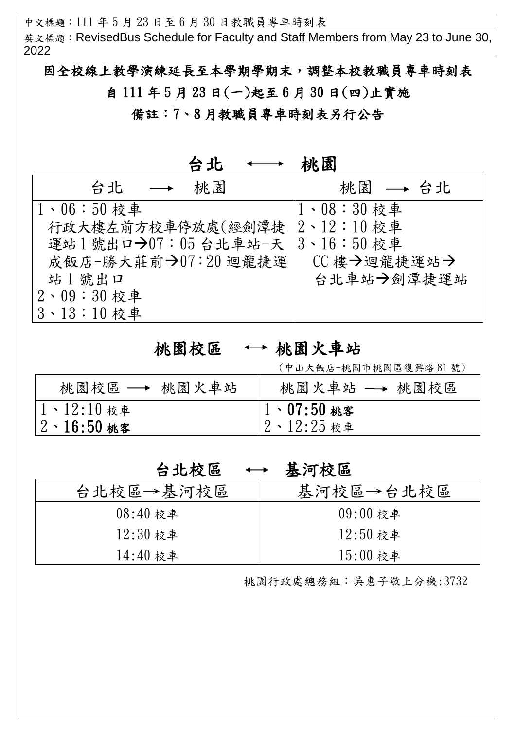中文標題：111 年 5 月 23 日至 6 月 30 日教職員專車時刻表

英文標題：RevisedBus Schedule for Faculty and Staff Members from May 23 to June 30, 2022

**因全校線上教學演練延長至本學期學期末，調整本校教職員專車時刻表**

**自 111 年 5 月 23 日(一)起至 6 月 30 日(四)止實施**

**備註：7、8 月教職員專車時刻表另行公告**

## 台北 ⟷ 桃園

| 台北 ⟶ 桃園 | 桃園 ⟶ 台北 |
|---|---|
| 1、06：50 校車<br>行政大樓左前方校車停放處(經劍潭捷運站 1 號出口→07：05 台北車站-天成飯店-勝大莊前→07：20 迴龍捷運站 1 號出口<br>2、09：30 校車<br>3、13：10 校車 | 1、08：30 校車<br>2、12：10 校車<br>3、16：50 校車<br>CC 樓→迴龍捷運站→台北車站→劍潭捷運站 |

## 桃園校區 ⟷ 桃園火車站

（中山大飯店-桃園市桃園區復興路 81 號）

| 桃園校區 ⟶ 桃園火車站 | 桃園火車站 ⟶ 桃園校區 |
|---|---|
| 1、12:10 校車<br>2、**16:50 桃客** | 1、**07:50 桃客**<br>2、12:25 校車 |

## 台北校區 ⟷ 基河校區

| 台北校區→基河校區 | 基河校區→台北校區 |
|---|---|
| 08:40 校車 | 09:00 校車 |
| 12:30 校車 | 12:50 校車 |
| 14:40 校車 | 15:00 校車 |

桃園行政處總務組：吳惠子敬上分機:3732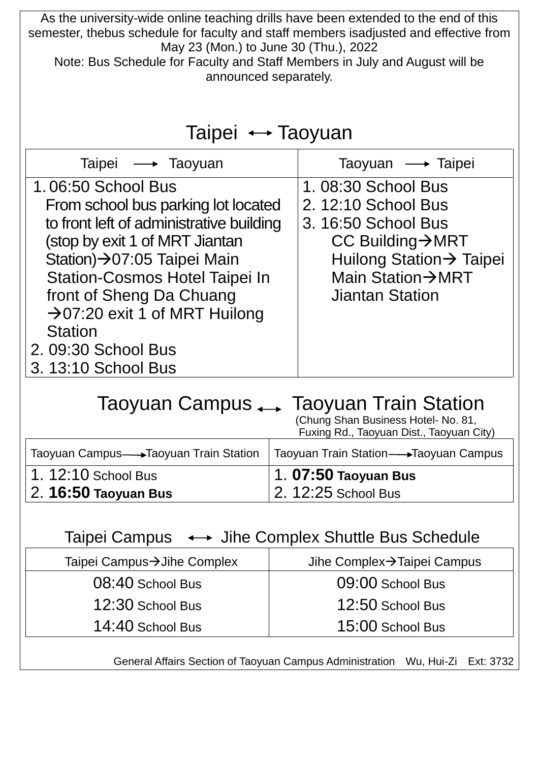As the university-wide online teaching drills have been extended to the end of this semester, thebus schedule for faculty and staff members isadjusted and effective from May 23 (Mon.) to June 30 (Thu.), 2022

Note: Bus Schedule for Faculty and Staff Members in July and August will be announced separately.

## Taipei ↔ Taoyuan

| Taipei → Taoyuan | Taoyuan → Taipei |
|---|---|
| 1. 06:50 School Bus From school bus parking lot located to front left of administrative building (stop by exit 1 of MRT Jiantan Station)→07:05 Taipei Main Station-Cosmos Hotel Taipei In front of Sheng Da Chuang →07:20 exit 1 of MRT Huilong Station<br>2. 09:30 School Bus<br>3. 13:10 School Bus | 1. 08:30 School Bus<br>2. 12:10 School Bus<br>3. 16:50 School Bus CC Building→MRT Huilong Station→ Taipei Main Station→MRT Jiantan Station |

## Taoyuan Campus ↔ Taoyuan Train Station

(Chung Shan Business Hotel- No. 81, Fuxing Rd., Taoyuan Dist., Taoyuan City)

| Taoyuan Campus → Taoyuan Train Station | Taoyuan Train Station → Taoyuan Campus |
|---|---|
| 1. 12:10 School Bus<br>2. **16:50 Taoyuan Bus** | 1. **07:50 Taoyuan Bus**<br>2. 12:25 School Bus |

## Taipei Campus ↔ Jihe Complex Shuttle Bus Schedule

| Taipei Campus→Jihe Complex | Jihe Complex→Taipei Campus |
|---|---|
| 08:40 School Bus | 09:00 School Bus |
| 12:30 School Bus | 12:50 School Bus |
| 14:40 School Bus | 15:00 School Bus |

General Affairs Section of Taoyuan Campus Administration Wu, Hui-Zi Ext: 3732